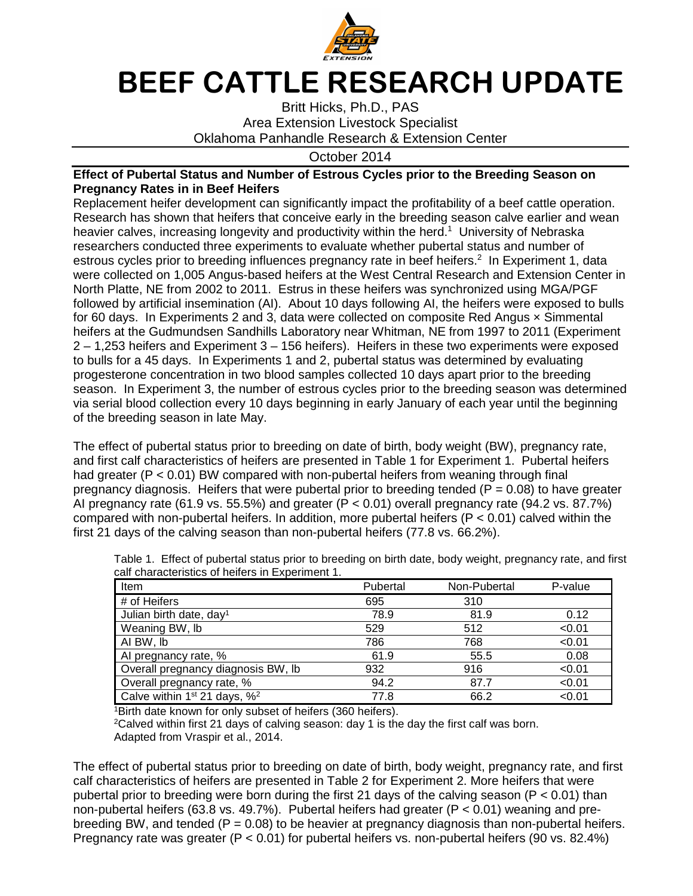# BEEF CATTLE RESEARCH UPDATE

Britt Hicks, Ph.D., PAS
Area Extension Livestock Specialist
Oklahoma Panhandle Research & Extension Center

October 2014

**Effect of Pubertal Status and Number of Estrous Cycles prior to the Breeding Season on Pregnancy Rates in in Beef Heifers**

Replacement heifer development can significantly impact the profitability of a beef cattle operation. Research has shown that heifers that conceive early in the breeding season calve earlier and wean heavier calves, increasing longevity and productivity within the herd.[1] University of Nebraska researchers conducted three experiments to evaluate whether pubertal status and number of estrous cycles prior to breeding influences pregnancy rate in beef heifers.[2] In Experiment 1, data were collected on 1,005 Angus-based heifers at the West Central Research and Extension Center in North Platte, NE from 2002 to 2011. Estrus in these heifers was synchronized using MGA/PGF followed by artificial insemination (AI). About 10 days following AI, the heifers were exposed to bulls for 60 days. In Experiments 2 and 3, data were collected on composite Red Angus × Simmental heifers at the Gudmundsen Sandhills Laboratory near Whitman, NE from 1997 to 2011 (Experiment 2 – 1,253 heifers and Experiment 3 – 156 heifers). Heifers in these two experiments were exposed to bulls for a 45 days. In Experiments 1 and 2, pubertal status was determined by evaluating progesterone concentration in two blood samples collected 10 days apart prior to the breeding season. In Experiment 3, the number of estrous cycles prior to the breeding season was determined via serial blood collection every 10 days beginning in early January of each year until the beginning of the breeding season in late May.

The effect of pubertal status prior to breeding on date of birth, body weight (BW), pregnancy rate, and first calf characteristics of heifers are presented in Table 1 for Experiment 1. Pubertal heifers had greater ($P < 0.01$) BW compared with non-pubertal heifers from weaning through final pregnancy diagnosis. Heifers that were pubertal prior to breeding tended ($P = 0.08$) to have greater AI pregnancy rate (61.9 vs. 55.5%) and greater ($P < 0.01$) overall pregnancy rate (94.2 vs. 87.7%) compared with non-pubertal heifers. In addition, more pubertal heifers ($P < 0.01$) calved within the first 21 days of the calving season than non-pubertal heifers (77.8 vs. 66.2%).

Table 1. Effect of pubertal status prior to breeding on birth date, body weight, pregnancy rate, and first calf characteristics of heifers in Experiment 1.

| Item | Pubertal | Non-Pubertal | P-value |
|---|---|---|---|
| # of Heifers | 695 | 310 | |
| Julian birth date, day[1] | 78.9 | 81.9 | 0.12 |
| Weaning BW, lb | 529 | 512 | <0.01 |
| AI BW, lb | 786 | 768 | <0.01 |
| AI pregnancy rate, % | 61.9 | 55.5 | 0.08 |
| Overall pregnancy diagnosis BW, lb | 932 | 916 | <0.01 |
| Overall pregnancy rate, % | 94.2 | 87.7 | <0.01 |
| Calve within 1st 21 days, %[2] | 77.8 | 66.2 | <0.01 |

[1]Birth date known for only subset of heifers (360 heifers).
[2]Calved within first 21 days of calving season: day 1 is the day the first calf was born.
Adapted from Vraspir et al., 2014.

The effect of pubertal status prior to breeding on date of birth, body weight, pregnancy rate, and first calf characteristics of heifers are presented in Table 2 for Experiment 2. More heifers that were pubertal prior to breeding were born during the first 21 days of the calving season ($P < 0.01$) than non-pubertal heifers (63.8 vs. 49.7%). Pubertal heifers had greater ($P < 0.01$) weaning and pre-breeding BW, and tended ($P = 0.08$) to be heavier at pregnancy diagnosis than non-pubertal heifers. Pregnancy rate was greater ($P < 0.01$) for pubertal heifers vs. non-pubertal heifers (90 vs. 82.4%)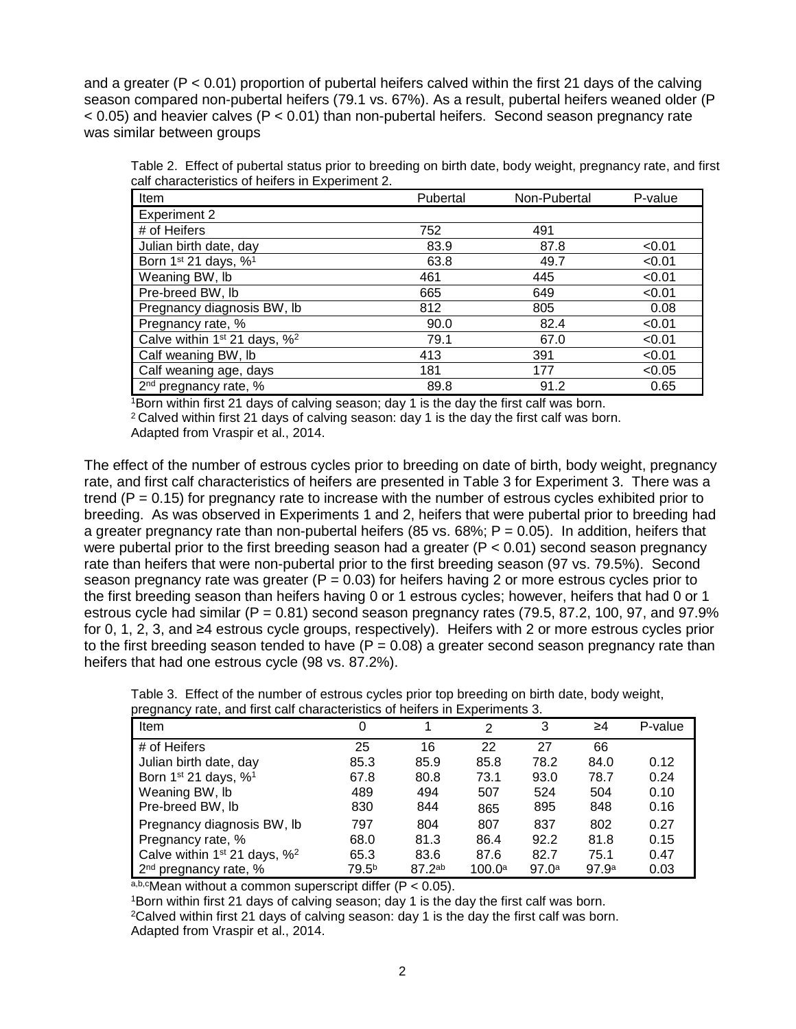and a greater ($P < 0.01$) proportion of pubertal heifers calved within the first 21 days of the calving season compared non-pubertal heifers (79.1 vs. 67%). As a result, pubertal heifers weaned older ($P < 0.05$) and heavier calves ($P < 0.01$) than non-pubertal heifers. Second season pregnancy rate was similar between groups

Table 2. Effect of pubertal status prior to breeding on birth date, body weight, pregnancy rate, and first calf characteristics of heifers in Experiment 2.

| Item | Pubertal | Non-Pubertal | P-value |
|---|---|---|---|
| Experiment 2 | | | |
| # of Heifers | 752 | 491 | |
| Julian birth date, day | 83.9 | 87.8 | <0.01 |
| Born 1st 21 days, %[1] | 63.8 | 49.7 | <0.01 |
| Weaning BW, lb | 461 | 445 | <0.01 |
| Pre-breed BW, lb | 665 | 649 | <0.01 |
| Pregnancy diagnosis BW, lb | 812 | 805 | 0.08 |
| Pregnancy rate, % | 90.0 | 82.4 | <0.01 |
| Calve within 1st 21 days, %[2] | 79.1 | 67.0 | <0.01 |
| Calf weaning BW, lb | 413 | 391 | <0.01 |
| Calf weaning age, days | 181 | 177 | <0.05 |
| 2nd pregnancy rate, % | 89.8 | 91.2 | 0.65 |

[1]Born within first 21 days of calving season; day 1 is the day the first calf was born.
[2] Calved within first 21 days of calving season: day 1 is the day the first calf was born.
Adapted from Vraspir et al., 2014.

The effect of the number of estrous cycles prior to breeding on date of birth, body weight, pregnancy rate, and first calf characteristics of heifers are presented in Table 3 for Experiment 3. There was a trend ($P = 0.15$) for pregnancy rate to increase with the number of estrous cycles exhibited prior to breeding. As was observed in Experiments 1 and 2, heifers that were pubertal prior to breeding had a greater pregnancy rate than non-pubertal heifers (85 vs. 68%; $P = 0.05$). In addition, heifers that were pubertal prior to the first breeding season had a greater ($P < 0.01$) second season pregnancy rate than heifers that were non-pubertal prior to the first breeding season (97 vs. 79.5%). Second season pregnancy rate was greater ($P = 0.03$) for heifers having 2 or more estrous cycles prior to the first breeding season than heifers having 0 or 1 estrous cycles; however, heifers that had 0 or 1 estrous cycle had similar ($P = 0.81$) second season pregnancy rates (79.5, 87.2, 100, 97, and 97.9% for 0, 1, 2, 3, and ≥4 estrous cycle groups, respectively). Heifers with 2 or more estrous cycles prior to the first breeding season tended to have ($P = 0.08$) a greater second season pregnancy rate than heifers that had one estrous cycle (98 vs. 87.2%).

Table 3. Effect of the number of estrous cycles prior top breeding on birth date, body weight, pregnancy rate, and first calf characteristics of heifers in Experiments 3.

| Item | 0 | 1 | 2 | 3 | ≥4 | P-value |
|---|---|---|---|---|---|---|
| # of Heifers | 25 | 16 | 22 | 27 | 66 | |
| Julian birth date, day | 85.3 | 85.9 | 85.8 | 78.2 | 84.0 | 0.12 |
| Born 1st 21 days, %[1] | 67.8 | 80.8 | 73.1 | 93.0 | 78.7 | 0.24 |
| Weaning BW, lb | 489 | 494 | 507 | 524 | 504 | 0.10 |
| Pre-breed BW, lb | 830 | 844 | 865 | 895 | 848 | 0.16 |
| Pregnancy diagnosis BW, lb | 797 | 804 | 807 | 837 | 802 | 0.27 |
| Pregnancy rate, % | 68.0 | 81.3 | 86.4 | 92.2 | 81.8 | 0.15 |
| Calve within 1st 21 days, %[2] | 65.3 | 83.6 | 87.6 | 82.7 | 75.1 | 0.47 |
| 2nd pregnancy rate, % | 79.5[b] | 87.2[ab] | 100.0[a] | 97.0[a] | 97.9[a] | 0.03 |

[a,b,c]Mean without a common superscript differ ($P < 0.05$).
[1]Born within first 21 days of calving season; day 1 is the day the first calf was born.
[2]Calved within first 21 days of calving season: day 1 is the day the first calf was born.
Adapted from Vraspir et al., 2014.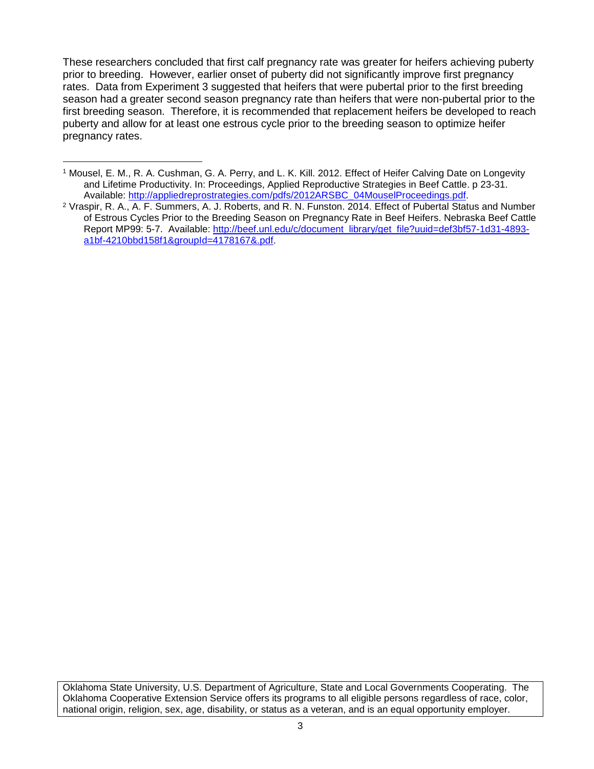These researchers concluded that first calf pregnancy rate was greater for heifers achieving puberty prior to breeding. However, earlier onset of puberty did not significantly improve first pregnancy rates. Data from Experiment 3 suggested that heifers that were pubertal prior to the first breeding season had a greater second season pregnancy rate than heifers that were non-pubertal prior to the first breeding season. Therefore, it is recommended that replacement heifers be developed to reach puberty and allow for at least one estrous cycle prior to the breeding season to optimize heifer pregnancy rates.

---

[1] Mousel, E. M., R. A. Cushman, G. A. Perry, and L. K. Kill. 2012. Effect of Heifer Calving Date on Longevity and Lifetime Productivity. In: Proceedings, Applied Reproductive Strategies in Beef Cattle. p 23-31. Available: http://appliedreprostrategies.com/pdfs/2012ARSBC_04MouselProceedings.pdf.

[2] Vraspir, R. A., A. F. Summers, A. J. Roberts, and R. N. Funston. 2014. Effect of Pubertal Status and Number of Estrous Cycles Prior to the Breeding Season on Pregnancy Rate in Beef Heifers. Nebraska Beef Cattle Report MP99: 5-7. Available: http://beef.unl.edu/c/document_library/get_file?uuid=def3bf57-1d31-4893-a1bf-4210bbd158f1&groupId=4178167&.pdf.

Oklahoma State University, U.S. Department of Agriculture, State and Local Governments Cooperating. The Oklahoma Cooperative Extension Service offers its programs to all eligible persons regardless of race, color, national origin, religion, sex, age, disability, or status as a veteran, and is an equal opportunity employer.